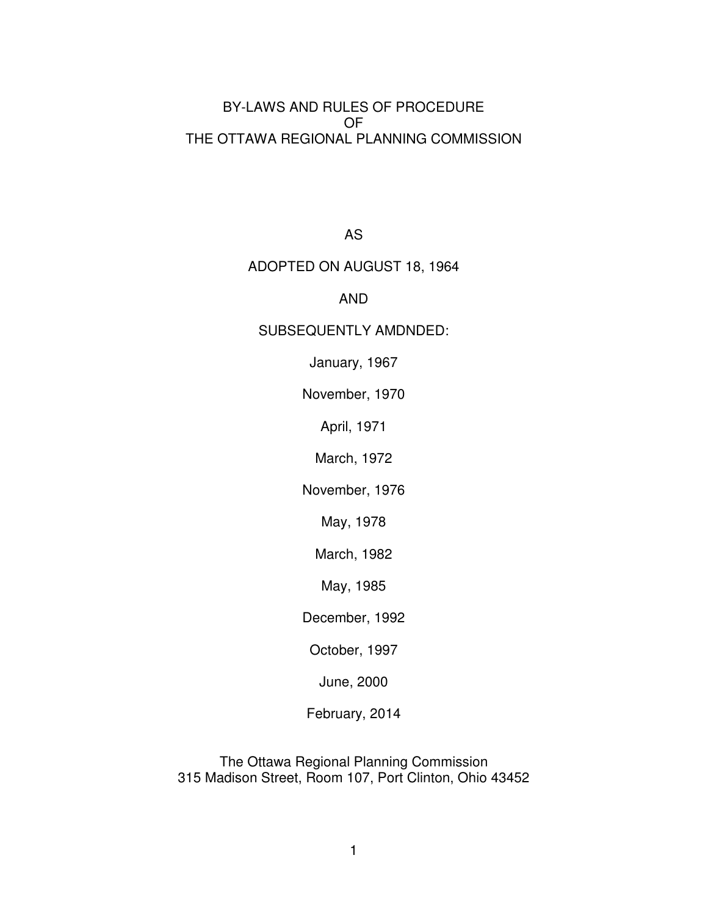# BY-LAWS AND RULES OF PROCEDURE
# OF
# THE OTTAWA REGIONAL PLANNING COMMISSION

AS

ADOPTED ON AUGUST 18, 1964

AND

SUBSEQUENTLY AMDNDED:

January, 1967

November, 1970

April, 1971

March, 1972

November, 1976

May, 1978

March, 1982

May, 1985

December, 1992

October, 1997

June, 2000

February, 2014

The Ottawa Regional Planning Commission
315 Madison Street, Room 107, Port Clinton, Ohio 43452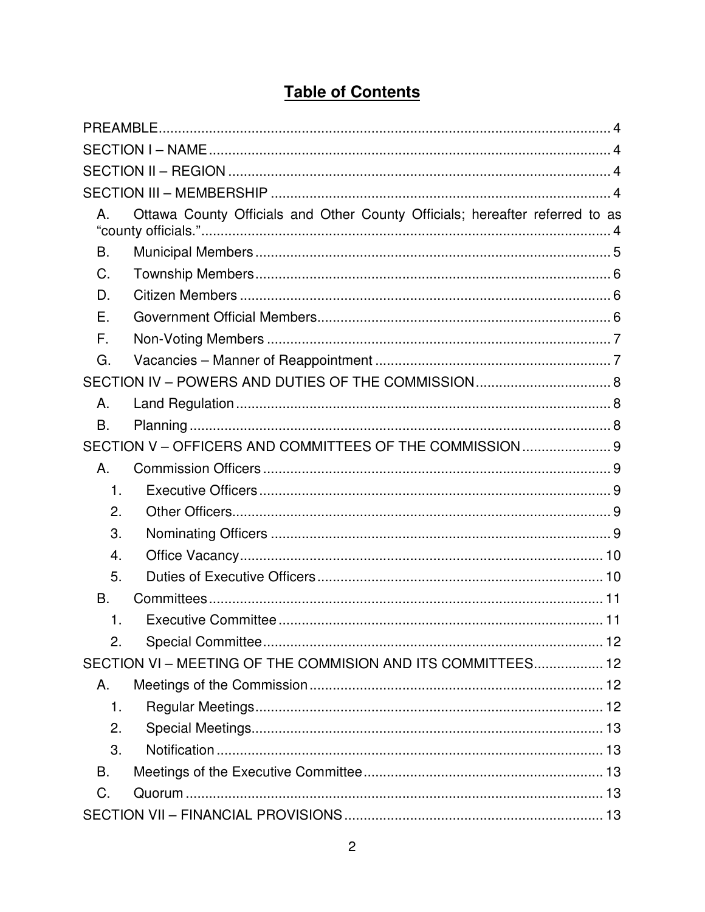# Table of Contents

PREAMBLE ..... 4

SECTION I – NAME ..... 4

SECTION II – REGION ..... 4

SECTION III – MEMBERSHIP ..... 4

- A. Ottawa County Officials and Other County Officials; hereafter referred to as "county officials." ..... 4
- B. Municipal Members ..... 5
- C. Township Members ..... 6
- D. Citizen Members ..... 6
- E. Government Official Members ..... 6
- F. Non-Voting Members ..... 7
- G. Vacancies – Manner of Reappointment ..... 7

SECTION IV – POWERS AND DUTIES OF THE COMMISSION ..... 8

- A. Land Regulation ..... 8
- B. Planning ..... 8

SECTION V – OFFICERS AND COMMITTEES OF THE COMMISSION ..... 9

- A. Commission Officers ..... 9
  1. Executive Officers ..... 9
  2. Other Officers ..... 9
  3. Nominating Officers ..... 9
  4. Office Vacancy ..... 10
  5. Duties of Executive Officers ..... 10
- B. Committees ..... 11
  1. Executive Committee ..... 11
  2. Special Committee ..... 12

SECTION VI – MEETING OF THE COMMISION AND ITS COMMITTEES ..... 12

- A. Meetings of the Commission ..... 12
  1. Regular Meetings ..... 12
  2. Special Meetings ..... 13
  3. Notification ..... 13
- B. Meetings of the Executive Committee ..... 13
- C. Quorum ..... 13

SECTION VII – FINANCIAL PROVISIONS ..... 13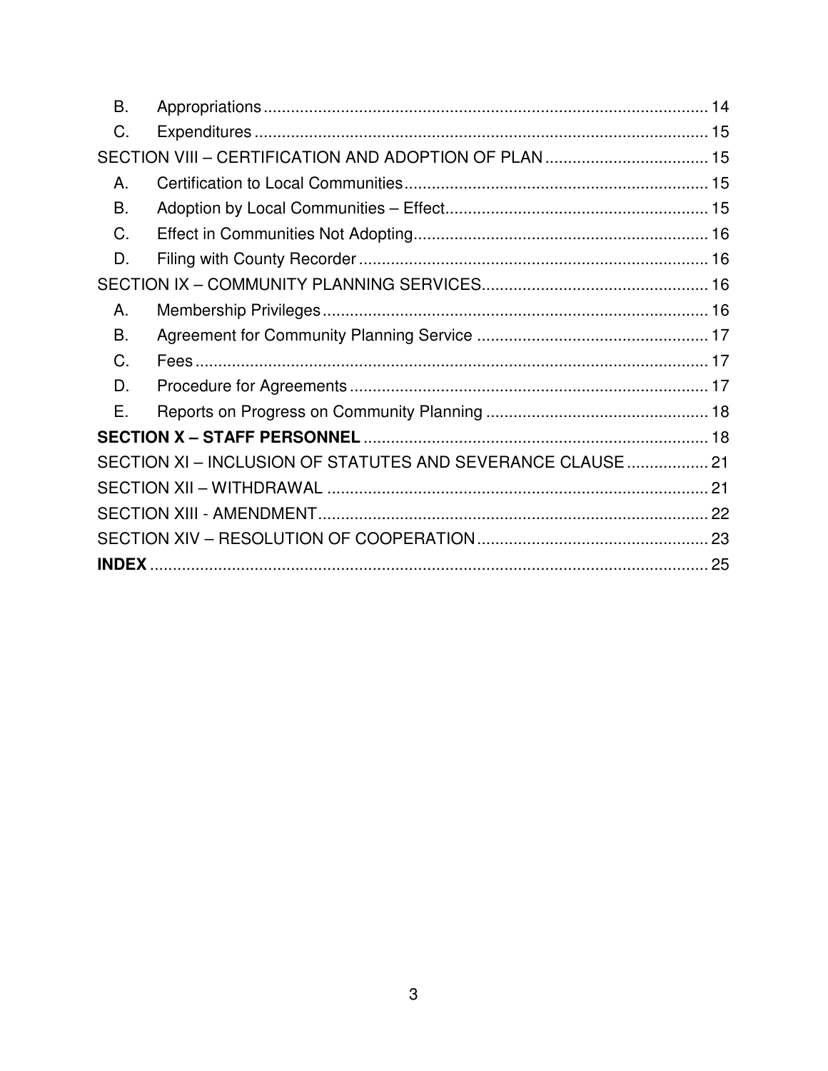B. Appropriations .......... 14

C. Expenditures .......... 15

SECTION VIII – CERTIFICATION AND ADOPTION OF PLAN .......... 15

A. Certification to Local Communities .......... 15

B. Adoption by Local Communities – Effect .......... 15

C. Effect in Communities Not Adopting .......... 16

D. Filing with County Recorder .......... 16

SECTION IX – COMMUNITY PLANNING SERVICES .......... 16

A. Membership Privileges .......... 16

B. Agreement for Community Planning Service .......... 17

C. Fees .......... 17

D. Procedure for Agreements .......... 17

E. Reports on Progress on Community Planning .......... 18

**SECTION X – STAFF PERSONNEL** .......... 18

SECTION XI – INCLUSION OF STATUTES AND SEVERANCE CLAUSE .......... 21

SECTION XII – WITHDRAWAL .......... 21

SECTION XIII - AMENDMENT .......... 22

SECTION XIV – RESOLUTION OF COOPERATION .......... 23

**INDEX** .......... 25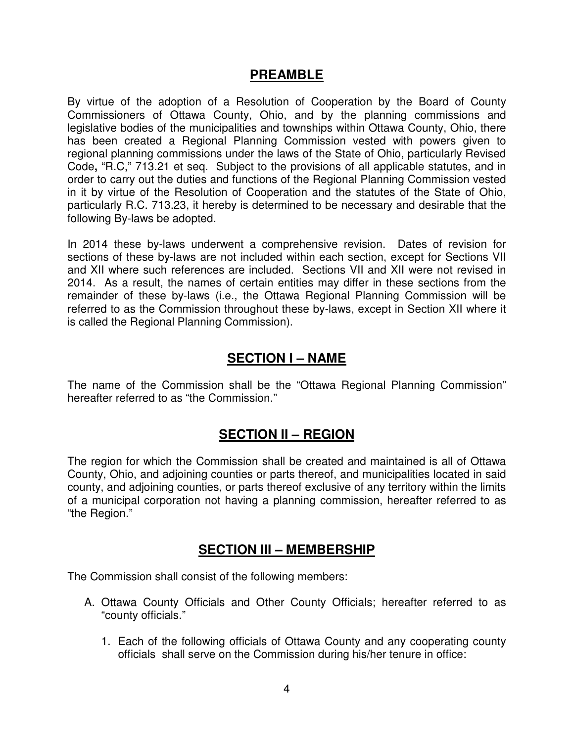## PREAMBLE

By virtue of the adoption of a Resolution of Cooperation by the Board of County Commissioners of Ottawa County, Ohio, and by the planning commissions and legislative bodies of the municipalities and townships within Ottawa County, Ohio, there has been created a Regional Planning Commission vested with powers given to regional planning commissions under the laws of the State of Ohio, particularly Revised Code**,** "R.C," 713.21 et seq. Subject to the provisions of all applicable statutes, and in order to carry out the duties and functions of the Regional Planning Commission vested in it by virtue of the Resolution of Cooperation and the statutes of the State of Ohio, particularly R.C. 713.23, it hereby is determined to be necessary and desirable that the following By-laws be adopted.

In 2014 these by-laws underwent a comprehensive revision. Dates of revision for sections of these by-laws are not included within each section, except for Sections VII and XII where such references are included. Sections VII and XII were not revised in 2014. As a result, the names of certain entities may differ in these sections from the remainder of these by-laws (i.e., the Ottawa Regional Planning Commission will be referred to as the Commission throughout these by-laws, except in Section XII where it is called the Regional Planning Commission).

## SECTION I – NAME

The name of the Commission shall be the "Ottawa Regional Planning Commission" hereafter referred to as "the Commission."

## SECTION II – REGION

The region for which the Commission shall be created and maintained is all of Ottawa County, Ohio, and adjoining counties or parts thereof, and municipalities located in said county, and adjoining counties, or parts thereof exclusive of any territory within the limits of a municipal corporation not having a planning commission, hereafter referred to as "the Region."

## SECTION III – MEMBERSHIP

The Commission shall consist of the following members:

A. Ottawa County Officials and Other County Officials; hereafter referred to as "county officials."

   1. Each of the following officials of Ottawa County and any cooperating county officials shall serve on the Commission during his/her tenure in office: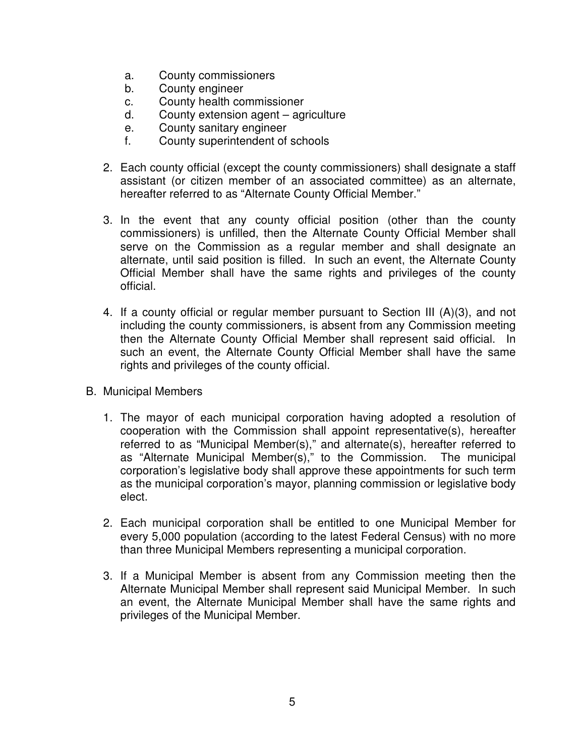a. County commissioners
b. County engineer
c. County health commissioner
d. County extension agent – agriculture
e. County sanitary engineer
f. County superintendent of schools

2. Each county official (except the county commissioners) shall designate a staff assistant (or citizen member of an associated committee) as an alternate, hereafter referred to as "Alternate County Official Member."

3. In the event that any county official position (other than the county commissioners) is unfilled, then the Alternate County Official Member shall serve on the Commission as a regular member and shall designate an alternate, until said position is filled. In such an event, the Alternate County Official Member shall have the same rights and privileges of the county official.

4. If a county official or regular member pursuant to Section III (A)(3), and not including the county commissioners, is absent from any Commission meeting then the Alternate County Official Member shall represent said official. In such an event, the Alternate County Official Member shall have the same rights and privileges of the county official.

B. Municipal Members

1. The mayor of each municipal corporation having adopted a resolution of cooperation with the Commission shall appoint representative(s), hereafter referred to as "Municipal Member(s)," and alternate(s), hereafter referred to as "Alternate Municipal Member(s)," to the Commission. The municipal corporation's legislative body shall approve these appointments for such term as the municipal corporation's mayor, planning commission or legislative body elect.

2. Each municipal corporation shall be entitled to one Municipal Member for every 5,000 population (according to the latest Federal Census) with no more than three Municipal Members representing a municipal corporation.

3. If a Municipal Member is absent from any Commission meeting then the Alternate Municipal Member shall represent said Municipal Member. In such an event, the Alternate Municipal Member shall have the same rights and privileges of the Municipal Member.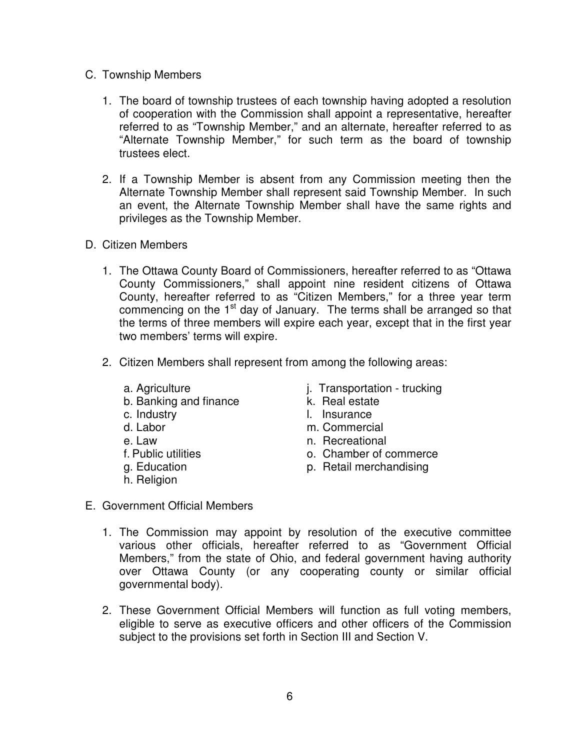C. Township Members

1. The board of township trustees of each township having adopted a resolution of cooperation with the Commission shall appoint a representative, hereafter referred to as "Township Member," and an alternate, hereafter referred to as "Alternate Township Member," for such term as the board of township trustees elect.

2. If a Township Member is absent from any Commission meeting then the Alternate Township Member shall represent said Township Member. In such an event, the Alternate Township Member shall have the same rights and privileges as the Township Member.

D. Citizen Members

1. The Ottawa County Board of Commissioners, hereafter referred to as "Ottawa County Commissioners," shall appoint nine resident citizens of Ottawa County, hereafter referred to as "Citizen Members," for a three year term commencing on the 1st day of January. The terms shall be arranged so that the terms of three members will expire each year, except that in the first year two members' terms will expire.

2. Citizen Members shall represent from among the following areas:

   a. Agriculture
   b. Banking and finance
   c. Industry
   d. Labor
   e. Law
   f. Public utilities
   g. Education
   h. Religion
   j. Transportation - trucking
   k. Real estate
   l. Insurance
   m. Commercial
   n. Recreational
   o. Chamber of commerce
   p. Retail merchandising

E. Government Official Members

1. The Commission may appoint by resolution of the executive committee various other officials, hereafter referred to as "Government Official Members," from the state of Ohio, and federal government having authority over Ottawa County (or any cooperating county or similar official governmental body).

2. These Government Official Members will function as full voting members, eligible to serve as executive officers and other officers of the Commission subject to the provisions set forth in Section III and Section V.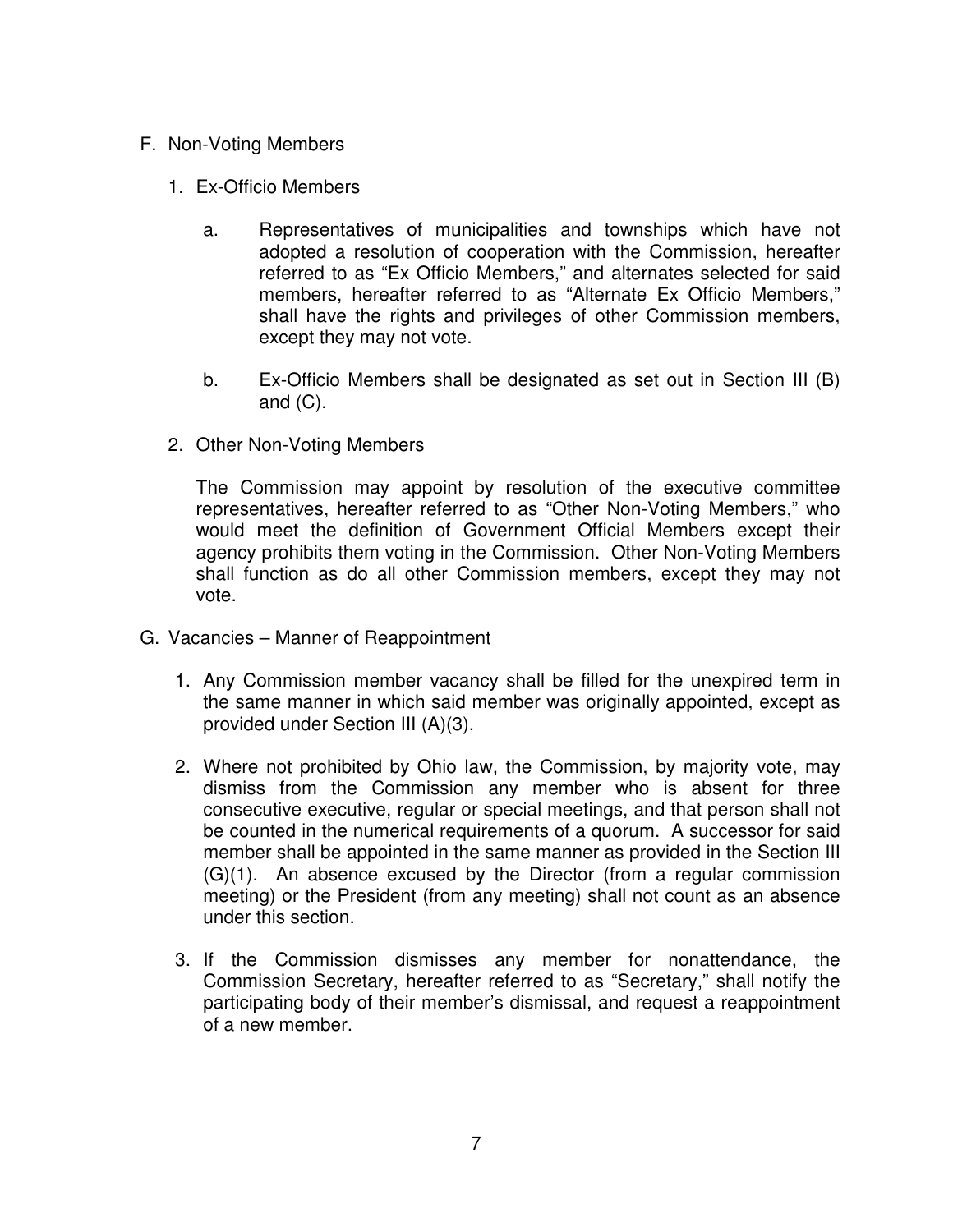F. Non-Voting Members

   1. Ex-Officio Members

      a. Representatives of municipalities and townships which have not adopted a resolution of cooperation with the Commission, hereafter referred to as "Ex Officio Members," and alternates selected for said members, hereafter referred to as "Alternate Ex Officio Members," shall have the rights and privileges of other Commission members, except they may not vote.

      b. Ex-Officio Members shall be designated as set out in Section III (B) and (C).

   2. Other Non-Voting Members

      The Commission may appoint by resolution of the executive committee representatives, hereafter referred to as "Other Non-Voting Members," who would meet the definition of Government Official Members except their agency prohibits them voting in the Commission. Other Non-Voting Members shall function as do all other Commission members, except they may not vote.

G. Vacancies – Manner of Reappointment

   1. Any Commission member vacancy shall be filled for the unexpired term in the same manner in which said member was originally appointed, except as provided under Section III (A)(3).

   2. Where not prohibited by Ohio law, the Commission, by majority vote, may dismiss from the Commission any member who is absent for three consecutive executive, regular or special meetings, and that person shall not be counted in the numerical requirements of a quorum. A successor for said member shall be appointed in the same manner as provided in the Section III (G)(1). An absence excused by the Director (from a regular commission meeting) or the President (from any meeting) shall not count as an absence under this section.

   3. If the Commission dismisses any member for nonattendance, the Commission Secretary, hereafter referred to as "Secretary," shall notify the participating body of their member's dismissal, and request a reappointment of a new member.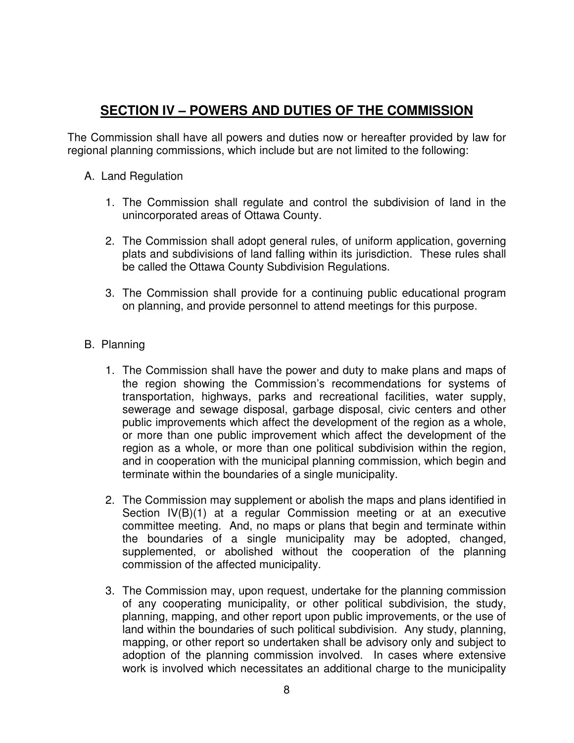## SECTION IV – POWERS AND DUTIES OF THE COMMISSION

The Commission shall have all powers and duties now or hereafter provided by law for regional planning commissions, which include but are not limited to the following:

A. Land Regulation

   1. The Commission shall regulate and control the subdivision of land in the unincorporated areas of Ottawa County.

   2. The Commission shall adopt general rules, of uniform application, governing plats and subdivisions of land falling within its jurisdiction. These rules shall be called the Ottawa County Subdivision Regulations.

   3. The Commission shall provide for a continuing public educational program on planning, and provide personnel to attend meetings for this purpose.

B. Planning

   1. The Commission shall have the power and duty to make plans and maps of the region showing the Commission's recommendations for systems of transportation, highways, parks and recreational facilities, water supply, sewerage and sewage disposal, garbage disposal, civic centers and other public improvements which affect the development of the region as a whole, or more than one public improvement which affect the development of the region as a whole, or more than one political subdivision within the region, and in cooperation with the municipal planning commission, which begin and terminate within the boundaries of a single municipality.

   2. The Commission may supplement or abolish the maps and plans identified in Section IV(B)(1) at a regular Commission meeting or at an executive committee meeting. And, no maps or plans that begin and terminate within the boundaries of a single municipality may be adopted, changed, supplemented, or abolished without the cooperation of the planning commission of the affected municipality.

   3. The Commission may, upon request, undertake for the planning commission of any cooperating municipality, or other political subdivision, the study, planning, mapping, and other report upon public improvements, or the use of land within the boundaries of such political subdivision. Any study, planning, mapping, or other report so undertaken shall be advisory only and subject to adoption of the planning commission involved. In cases where extensive work is involved which necessitates an additional charge to the municipality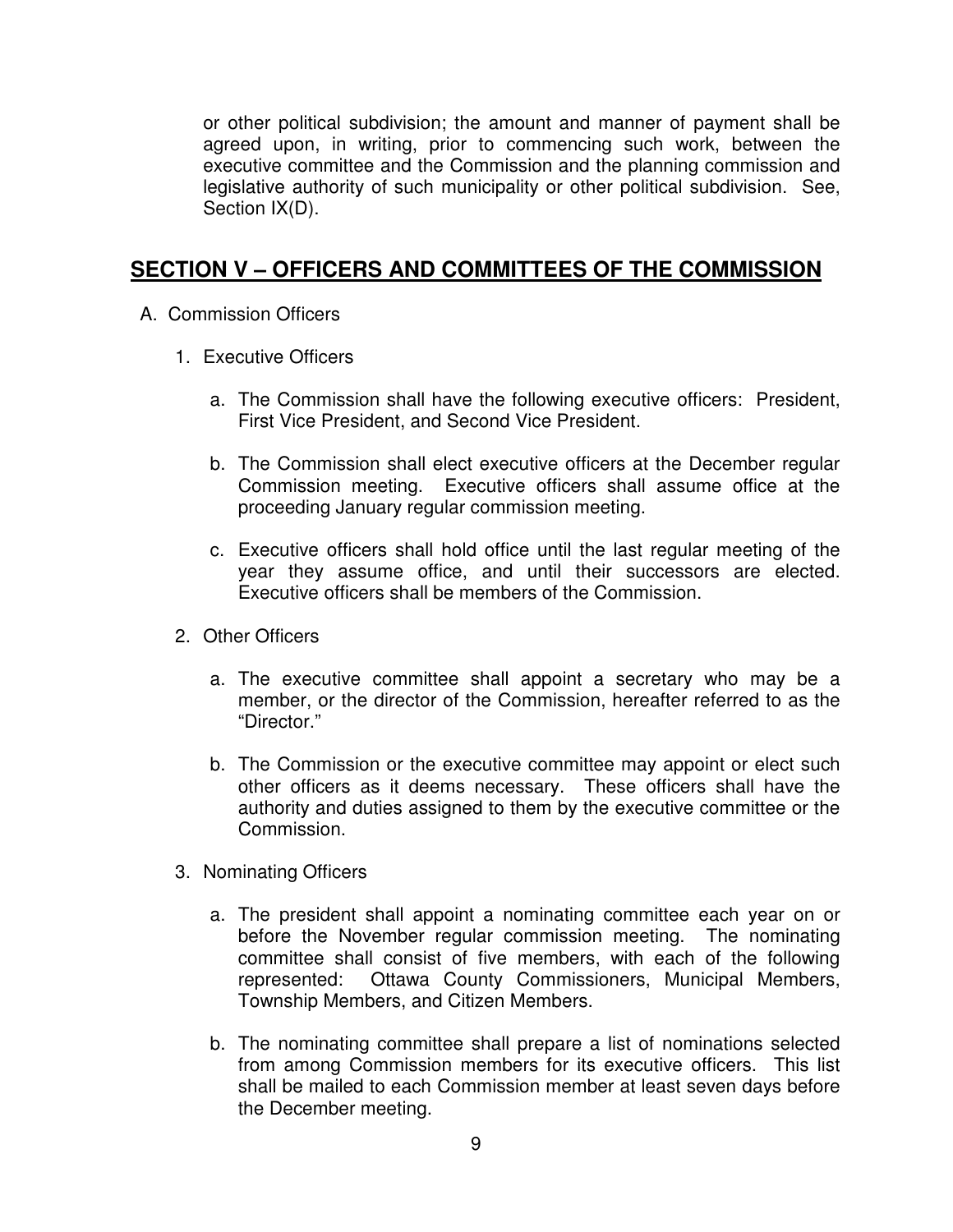or other political subdivision; the amount and manner of payment shall be agreed upon, in writing, prior to commencing such work, between the executive committee and the Commission and the planning commission and legislative authority of such municipality or other political subdivision. See, Section IX(D).

## SECTION V – OFFICERS AND COMMITTEES OF THE COMMISSION

A. Commission Officers

1. Executive Officers

   a. The Commission shall have the following executive officers: President, First Vice President, and Second Vice President.

   b. The Commission shall elect executive officers at the December regular Commission meeting. Executive officers shall assume office at the proceeding January regular commission meeting.

   c. Executive officers shall hold office until the last regular meeting of the year they assume office, and until their successors are elected. Executive officers shall be members of the Commission.

2. Other Officers

   a. The executive committee shall appoint a secretary who may be a member, or the director of the Commission, hereafter referred to as the "Director."

   b. The Commission or the executive committee may appoint or elect such other officers as it deems necessary. These officers shall have the authority and duties assigned to them by the executive committee or the Commission.

3. Nominating Officers

   a. The president shall appoint a nominating committee each year on or before the November regular commission meeting. The nominating committee shall consist of five members, with each of the following represented: Ottawa County Commissioners, Municipal Members, Township Members, and Citizen Members.

   b. The nominating committee shall prepare a list of nominations selected from among Commission members for its executive officers. This list shall be mailed to each Commission member at least seven days before the December meeting.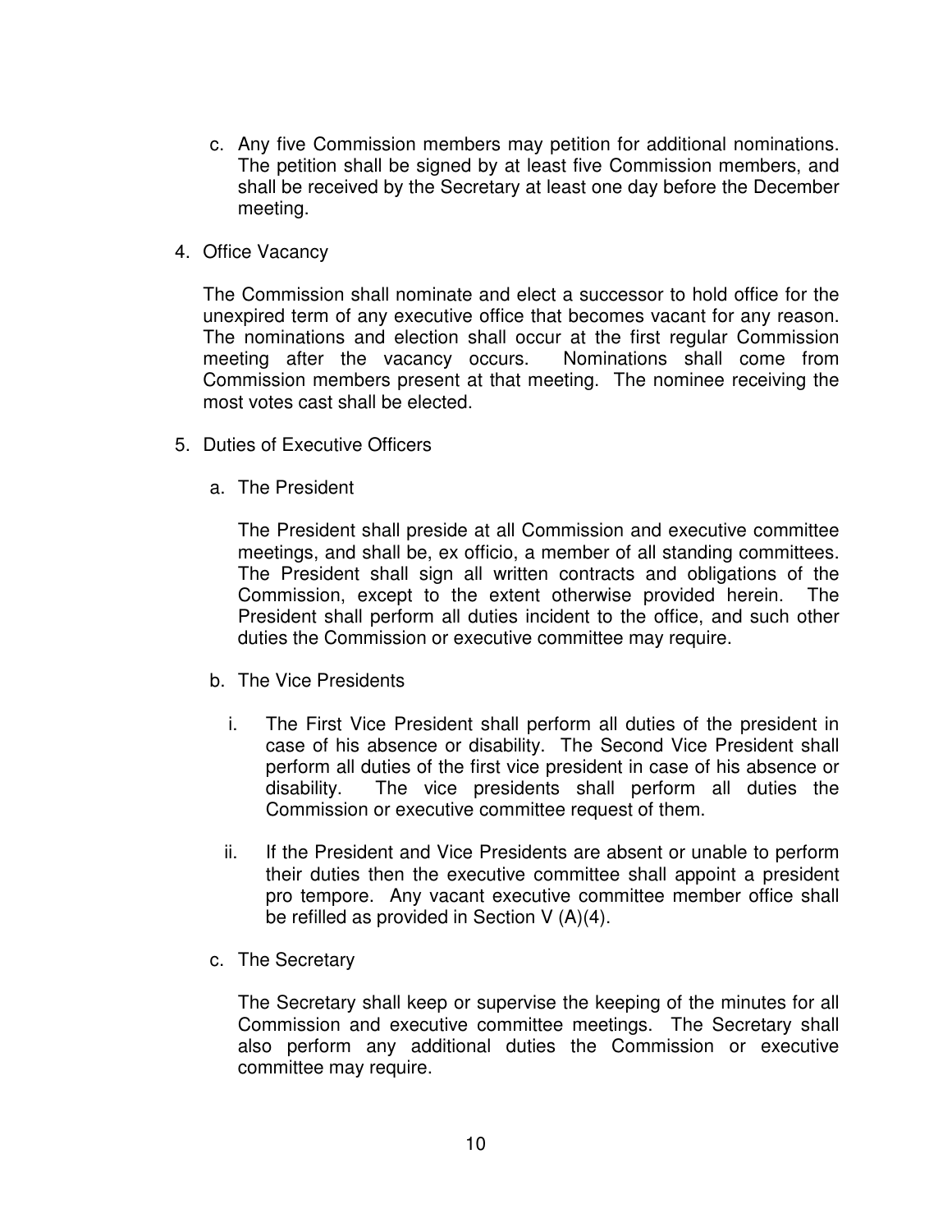c. Any five Commission members may petition for additional nominations. The petition shall be signed by at least five Commission members, and shall be received by the Secretary at least one day before the December meeting.

4. Office Vacancy

   The Commission shall nominate and elect a successor to hold office for the unexpired term of any executive office that becomes vacant for any reason. The nominations and election shall occur at the first regular Commission meeting after the vacancy occurs. Nominations shall come from Commission members present at that meeting. The nominee receiving the most votes cast shall be elected.

5. Duties of Executive Officers

   a. The President

      The President shall preside at all Commission and executive committee meetings, and shall be, ex officio, a member of all standing committees. The President shall sign all written contracts and obligations of the Commission, except to the extent otherwise provided herein. The President shall perform all duties incident to the office, and such other duties the Commission or executive committee may require.

   b. The Vice Presidents

      i. The First Vice President shall perform all duties of the president in case of his absence or disability. The Second Vice President shall perform all duties of the first vice president in case of his absence or disability. The vice presidents shall perform all duties the Commission or executive committee request of them.

      ii. If the President and Vice Presidents are absent or unable to perform their duties then the executive committee shall appoint a president pro tempore. Any vacant executive committee member office shall be refilled as provided in Section V (A)(4).

   c. The Secretary

      The Secretary shall keep or supervise the keeping of the minutes for all Commission and executive committee meetings. The Secretary shall also perform any additional duties the Commission or executive committee may require.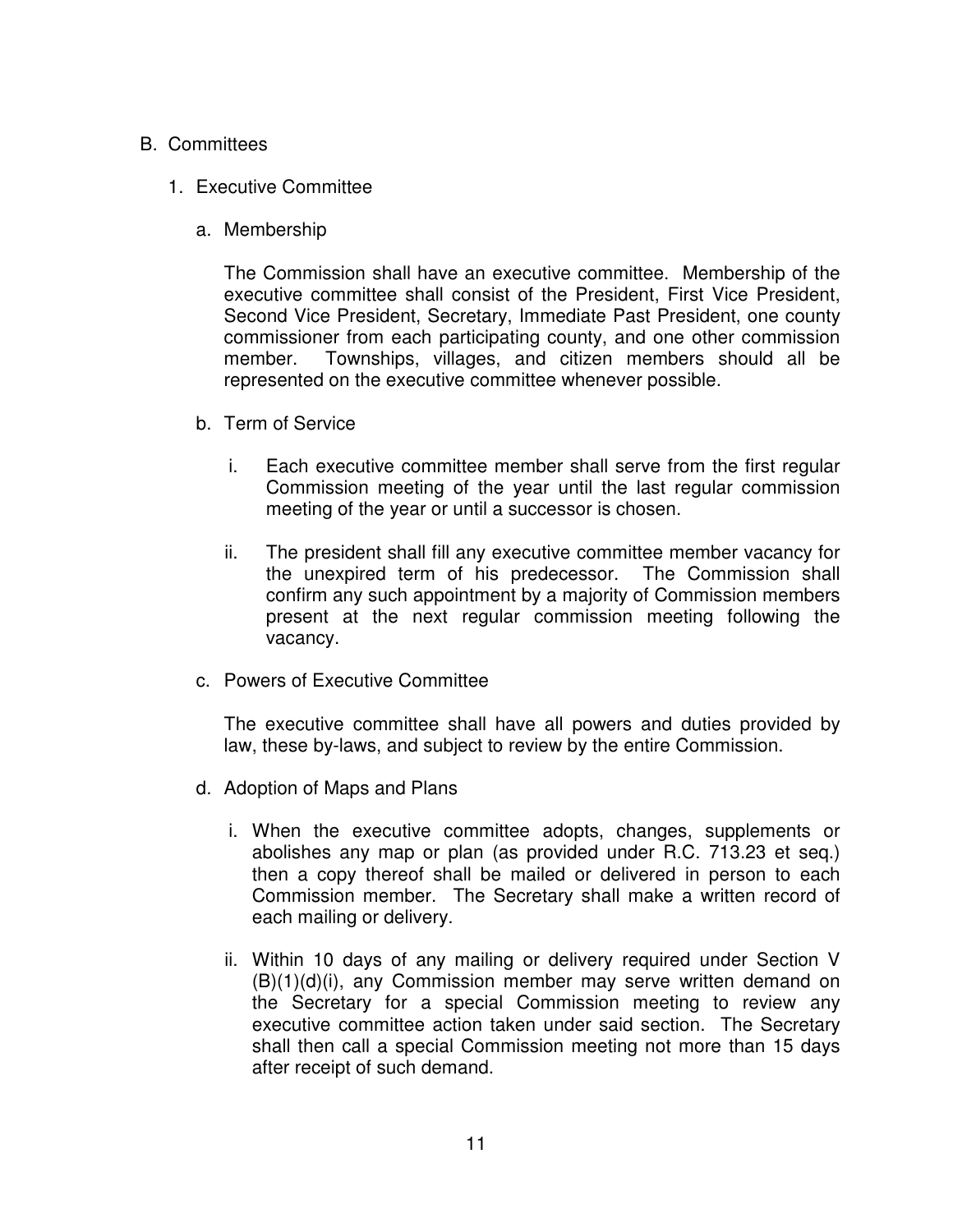B. Committees

1. Executive Committee

a. Membership

The Commission shall have an executive committee. Membership of the executive committee shall consist of the President, First Vice President, Second Vice President, Secretary, Immediate Past President, one county commissioner from each participating county, and one other commission member. Townships, villages, and citizen members should all be represented on the executive committee whenever possible.

b. Term of Service

i. Each executive committee member shall serve from the first regular Commission meeting of the year until the last regular commission meeting of the year or until a successor is chosen.

ii. The president shall fill any executive committee member vacancy for the unexpired term of his predecessor. The Commission shall confirm any such appointment by a majority of Commission members present at the next regular commission meeting following the vacancy.

c. Powers of Executive Committee

The executive committee shall have all powers and duties provided by law, these by-laws, and subject to review by the entire Commission.

d. Adoption of Maps and Plans

i. When the executive committee adopts, changes, supplements or abolishes any map or plan (as provided under R.C. 713.23 et seq.) then a copy thereof shall be mailed or delivered in person to each Commission member. The Secretary shall make a written record of each mailing or delivery.

ii. Within 10 days of any mailing or delivery required under Section V (B)(1)(d)(i), any Commission member may serve written demand on the Secretary for a special Commission meeting to review any executive committee action taken under said section. The Secretary shall then call a special Commission meeting not more than 15 days after receipt of such demand.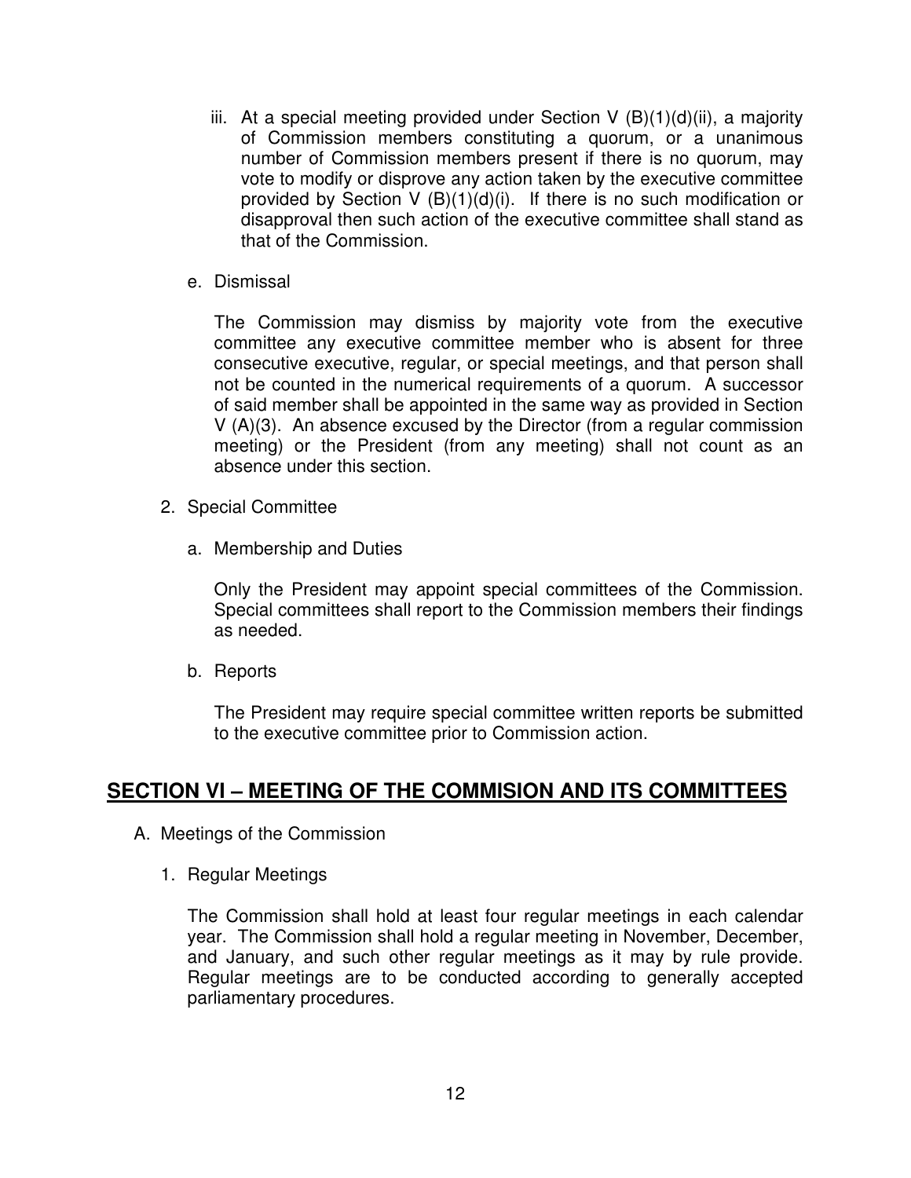iii. At a special meeting provided under Section V (B)(1)(d)(ii), a majority of Commission members constituting a quorum, or a unanimous number of Commission members present if there is no quorum, may vote to modify or disprove any action taken by the executive committee provided by Section V (B)(1)(d)(i). If there is no such modification or disapproval then such action of the executive committee shall stand as that of the Commission.

e. Dismissal

The Commission may dismiss by majority vote from the executive committee any executive committee member who is absent for three consecutive executive, regular, or special meetings, and that person shall not be counted in the numerical requirements of a quorum. A successor of said member shall be appointed in the same way as provided in Section V (A)(3). An absence excused by the Director (from a regular commission meeting) or the President (from any meeting) shall not count as an absence under this section.

2. Special Committee

a. Membership and Duties

Only the President may appoint special committees of the Commission. Special committees shall report to the Commission members their findings as needed.

b. Reports

The President may require special committee written reports be submitted to the executive committee prior to Commission action.

## SECTION VI – MEETING OF THE COMMISION AND ITS COMMITTEES

A. Meetings of the Commission

1. Regular Meetings

The Commission shall hold at least four regular meetings in each calendar year. The Commission shall hold a regular meeting in November, December, and January, and such other regular meetings as it may by rule provide. Regular meetings are to be conducted according to generally accepted parliamentary procedures.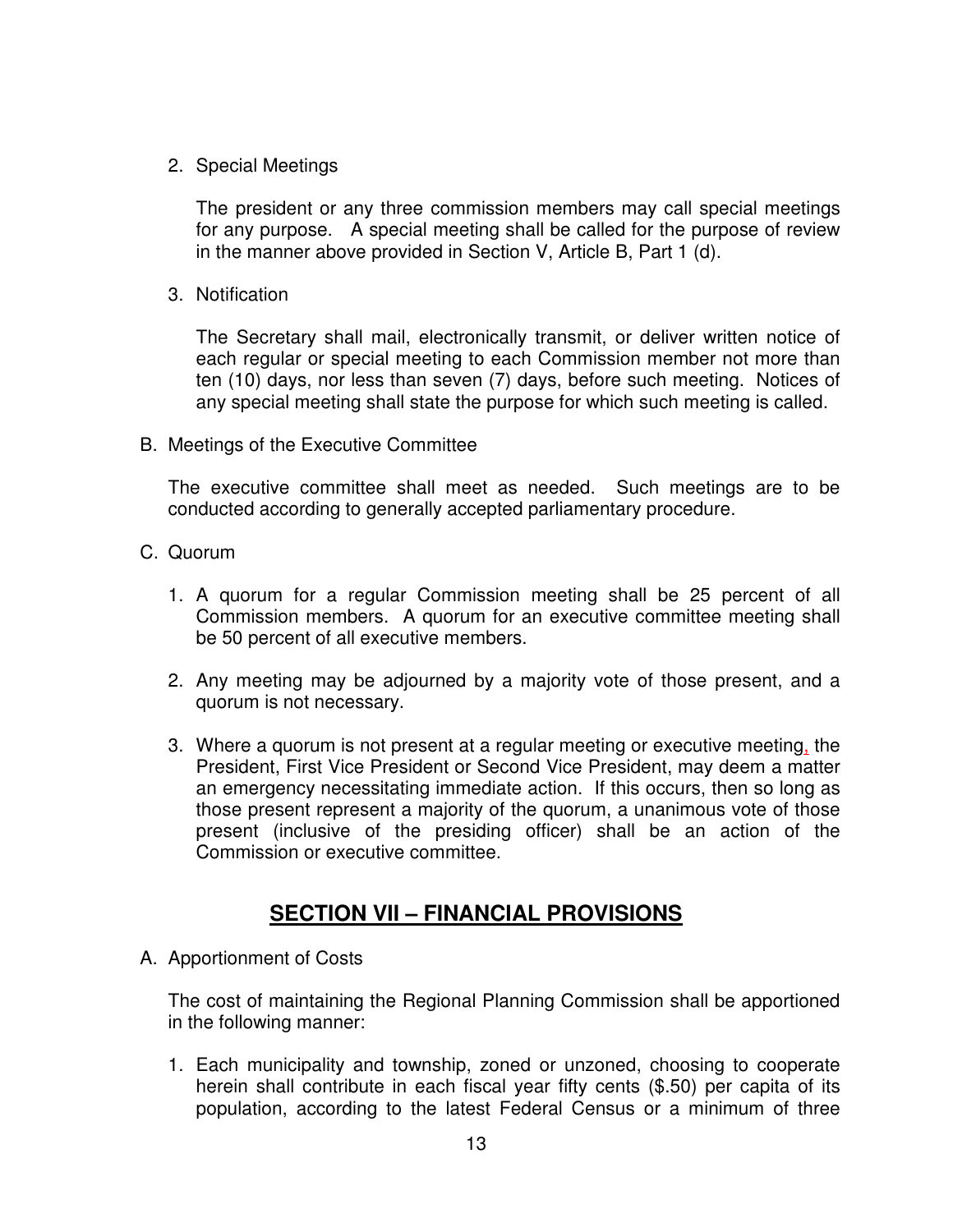2. Special Meetings

   The president or any three commission members may call special meetings for any purpose. A special meeting shall be called for the purpose of review in the manner above provided in Section V, Article B, Part 1 (d).

3. Notification

   The Secretary shall mail, electronically transmit, or deliver written notice of each regular or special meeting to each Commission member not more than ten (10) days, nor less than seven (7) days, before such meeting. Notices of any special meeting shall state the purpose for which such meeting is called.

B. Meetings of the Executive Committee

   The executive committee shall meet as needed. Such meetings are to be conducted according to generally accepted parliamentary procedure.

C. Quorum

   1. A quorum for a regular Commission meeting shall be 25 percent of all Commission members. A quorum for an executive committee meeting shall be 50 percent of all executive members.

   2. Any meeting may be adjourned by a majority vote of those present, and a quorum is not necessary.

   3. Where a quorum is not present at a regular meeting or executive meeting, the President, First Vice President or Second Vice President, may deem a matter an emergency necessitating immediate action. If this occurs, then so long as those present represent a majority of the quorum, a unanimous vote of those present (inclusive of the presiding officer) shall be an action of the Commission or executive committee.

## SECTION VII – FINANCIAL PROVISIONS

A. Apportionment of Costs

   The cost of maintaining the Regional Planning Commission shall be apportioned in the following manner:

   1. Each municipality and township, zoned or unzoned, choosing to cooperate herein shall contribute in each fiscal year fifty cents ($.50) per capita of its population, according to the latest Federal Census or a minimum of three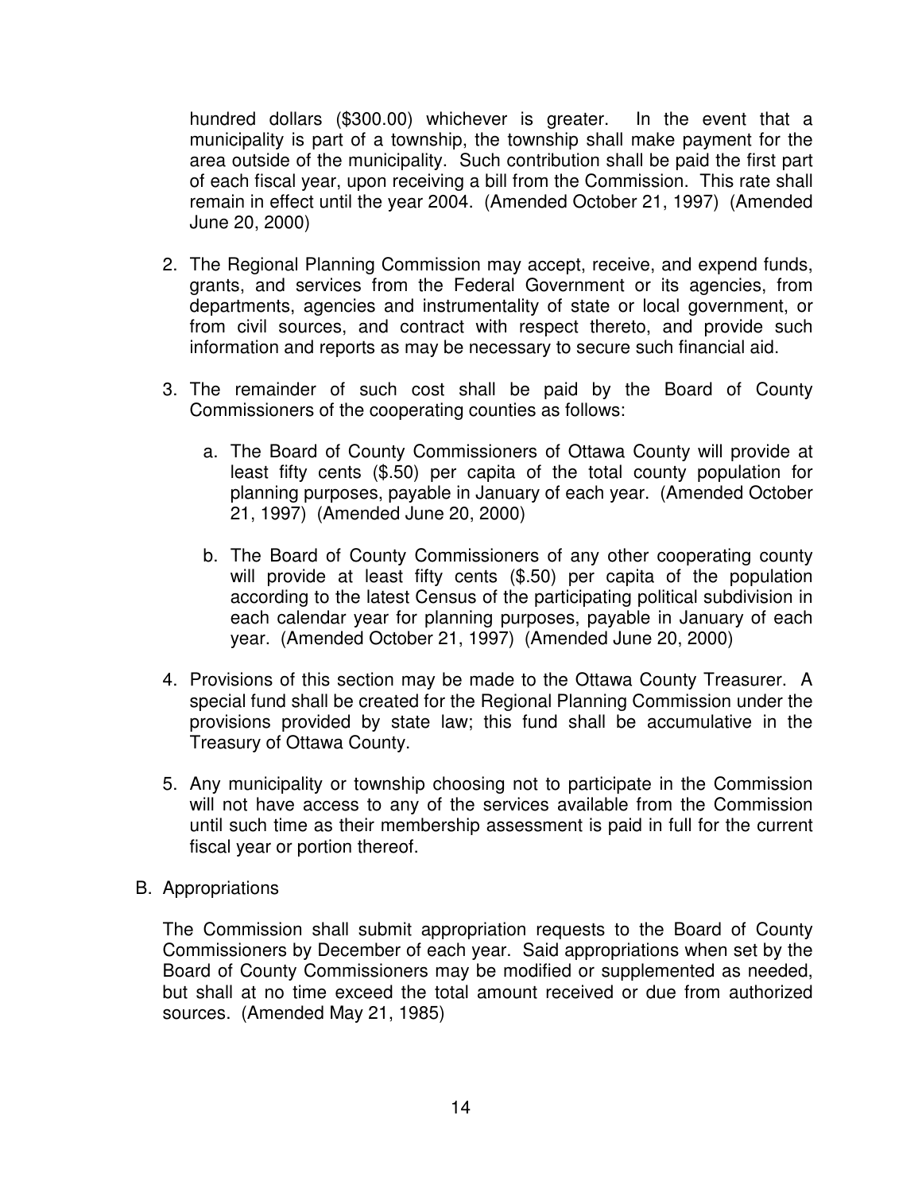hundred dollars ($300.00) whichever is greater. In the event that a municipality is part of a township, the township shall make payment for the area outside of the municipality. Such contribution shall be paid the first part of each fiscal year, upon receiving a bill from the Commission. This rate shall remain in effect until the year 2004. (Amended October 21, 1997) (Amended June 20, 2000)

2. The Regional Planning Commission may accept, receive, and expend funds, grants, and services from the Federal Government or its agencies, from departments, agencies and instrumentality of state or local government, or from civil sources, and contract with respect thereto, and provide such information and reports as may be necessary to secure such financial aid.

3. The remainder of such cost shall be paid by the Board of County Commissioners of the cooperating counties as follows:

   a. The Board of County Commissioners of Ottawa County will provide at least fifty cents ($.50) per capita of the total county population for planning purposes, payable in January of each year. (Amended October 21, 1997) (Amended June 20, 2000)

   b. The Board of County Commissioners of any other cooperating county will provide at least fifty cents ($.50) per capita of the population according to the latest Census of the participating political subdivision in each calendar year for planning purposes, payable in January of each year. (Amended October 21, 1997) (Amended June 20, 2000)

4. Provisions of this section may be made to the Ottawa County Treasurer. A special fund shall be created for the Regional Planning Commission under the provisions provided by state law; this fund shall be accumulative in the Treasury of Ottawa County.

5. Any municipality or township choosing not to participate in the Commission will not have access to any of the services available from the Commission until such time as their membership assessment is paid in full for the current fiscal year or portion thereof.

B. Appropriations

The Commission shall submit appropriation requests to the Board of County Commissioners by December of each year. Said appropriations when set by the Board of County Commissioners may be modified or supplemented as needed, but shall at no time exceed the total amount received or due from authorized sources. (Amended May 21, 1985)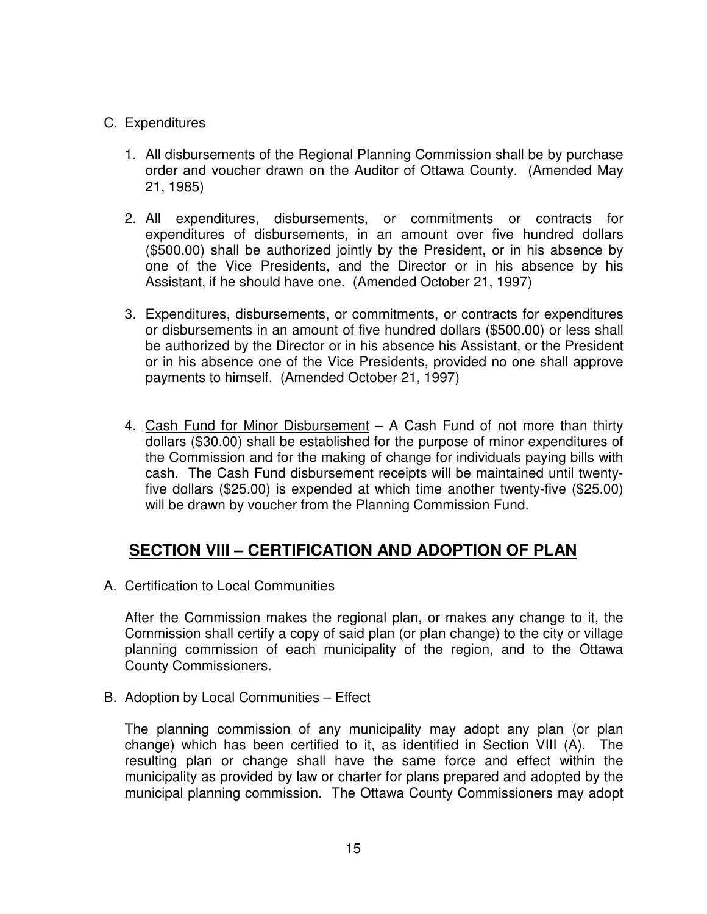C. Expenditures

1. All disbursements of the Regional Planning Commission shall be by purchase order and voucher drawn on the Auditor of Ottawa County. (Amended May 21, 1985)

2. All expenditures, disbursements, or commitments or contracts for expenditures of disbursements, in an amount over five hundred dollars ($500.00) shall be authorized jointly by the President, or in his absence by one of the Vice Presidents, and the Director or in his absence by his Assistant, if he should have one. (Amended October 21, 1997)

3. Expenditures, disbursements, or commitments, or contracts for expenditures or disbursements in an amount of five hundred dollars ($500.00) or less shall be authorized by the Director or in his absence his Assistant, or the President or in his absence one of the Vice Presidents, provided no one shall approve payments to himself. (Amended October 21, 1997)

4. <u>Cash Fund for Minor Disbursement</u> – A Cash Fund of not more than thirty dollars ($30.00) shall be established for the purpose of minor expenditures of the Commission and for the making of change for individuals paying bills with cash. The Cash Fund disbursement receipts will be maintained until twenty-five dollars ($25.00) is expended at which time another twenty-five ($25.00) will be drawn by voucher from the Planning Commission Fund.

## SECTION VIII – CERTIFICATION AND ADOPTION OF PLAN

A. Certification to Local Communities

After the Commission makes the regional plan, or makes any change to it, the Commission shall certify a copy of said plan (or plan change) to the city or village planning commission of each municipality of the region, and to the Ottawa County Commissioners.

B. Adoption by Local Communities – Effect

The planning commission of any municipality may adopt any plan (or plan change) which has been certified to it, as identified in Section VIII (A). The resulting plan or change shall have the same force and effect within the municipality as provided by law or charter for plans prepared and adopted by the municipal planning commission. The Ottawa County Commissioners may adopt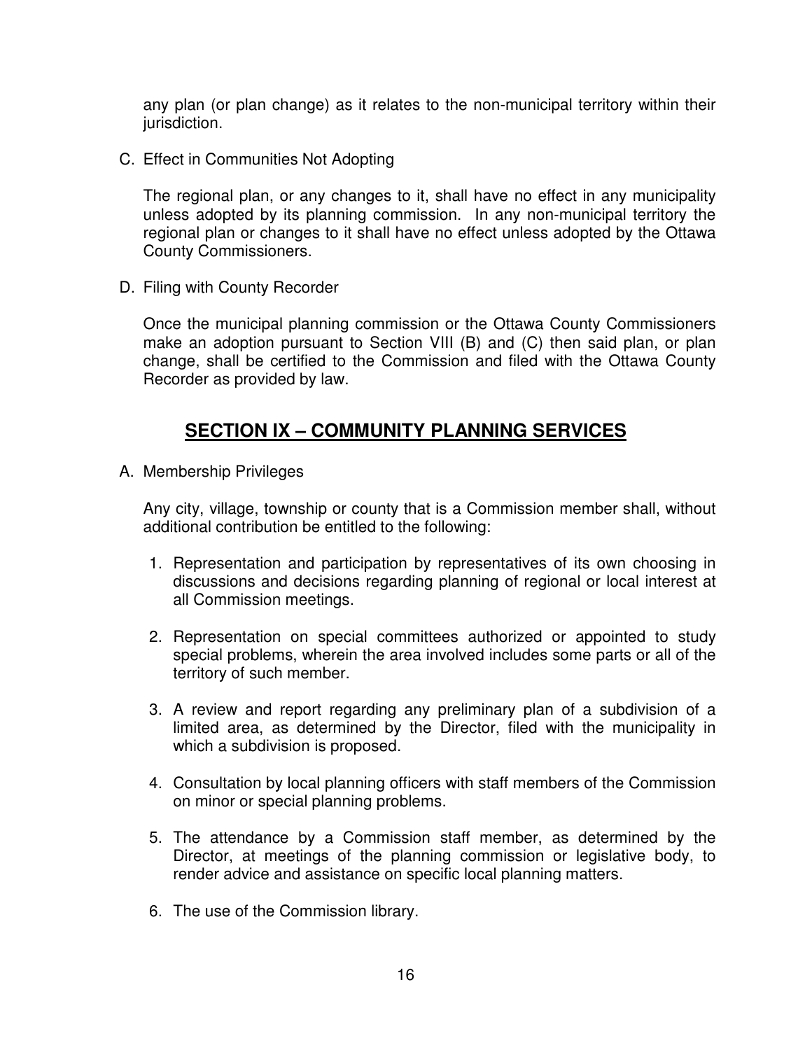any plan (or plan change) as it relates to the non-municipal territory within their jurisdiction.

C. Effect in Communities Not Adopting

The regional plan, or any changes to it, shall have no effect in any municipality unless adopted by its planning commission. In any non-municipal territory the regional plan or changes to it shall have no effect unless adopted by the Ottawa County Commissioners.

D. Filing with County Recorder

Once the municipal planning commission or the Ottawa County Commissioners make an adoption pursuant to Section VIII (B) and (C) then said plan, or plan change, shall be certified to the Commission and filed with the Ottawa County Recorder as provided by law.

## SECTION IX – COMMUNITY PLANNING SERVICES

A. Membership Privileges

Any city, village, township or county that is a Commission member shall, without additional contribution be entitled to the following:

1. Representation and participation by representatives of its own choosing in discussions and decisions regarding planning of regional or local interest at all Commission meetings.
2. Representation on special committees authorized or appointed to study special problems, wherein the area involved includes some parts or all of the territory of such member.
3. A review and report regarding any preliminary plan of a subdivision of a limited area, as determined by the Director, filed with the municipality in which a subdivision is proposed.
4. Consultation by local planning officers with staff members of the Commission on minor or special planning problems.
5. The attendance by a Commission staff member, as determined by the Director, at meetings of the planning commission or legislative body, to render advice and assistance on specific local planning matters.
6. The use of the Commission library.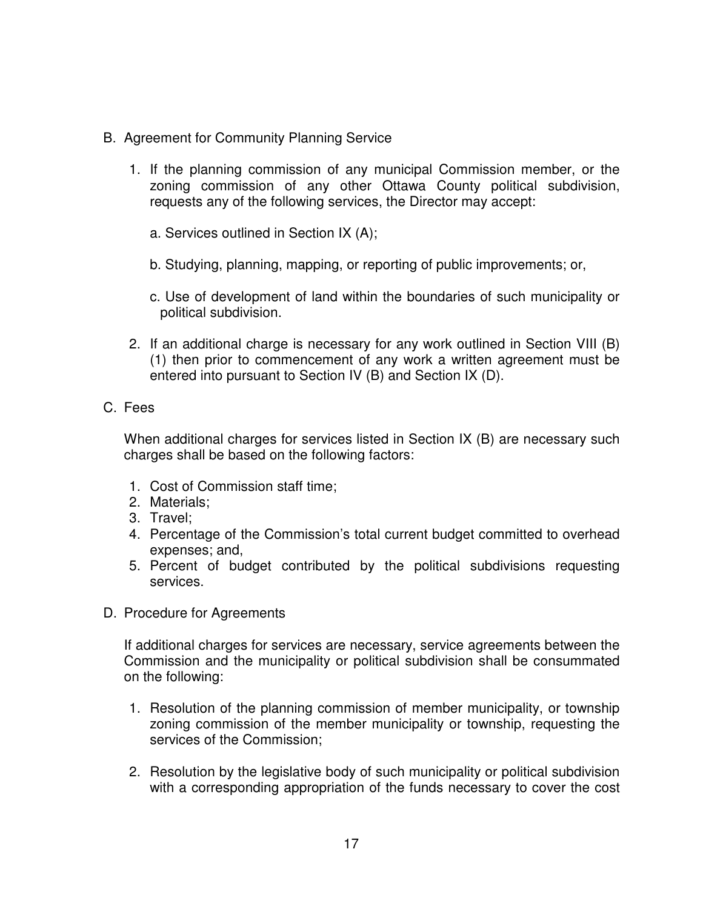B. Agreement for Community Planning Service

1. If the planning commission of any municipal Commission member, or the zoning commission of any other Ottawa County political subdivision, requests any of the following services, the Director may accept:

   a. Services outlined in Section IX (A);

   b. Studying, planning, mapping, or reporting of public improvements; or,

   c. Use of development of land within the boundaries of such municipality or political subdivision.

2. If an additional charge is necessary for any work outlined in Section VIII (B) (1) then prior to commencement of any work a written agreement must be entered into pursuant to Section IV (B) and Section IX (D).

C. Fees

When additional charges for services listed in Section IX (B) are necessary such charges shall be based on the following factors:

1. Cost of Commission staff time;
2. Materials;
3. Travel;
4. Percentage of the Commission's total current budget committed to overhead expenses; and,
5. Percent of budget contributed by the political subdivisions requesting services.

D. Procedure for Agreements

If additional charges for services are necessary, service agreements between the Commission and the municipality or political subdivision shall be consummated on the following:

1. Resolution of the planning commission of member municipality, or township zoning commission of the member municipality or township, requesting the services of the Commission;

2. Resolution by the legislative body of such municipality or political subdivision with a corresponding appropriation of the funds necessary to cover the cost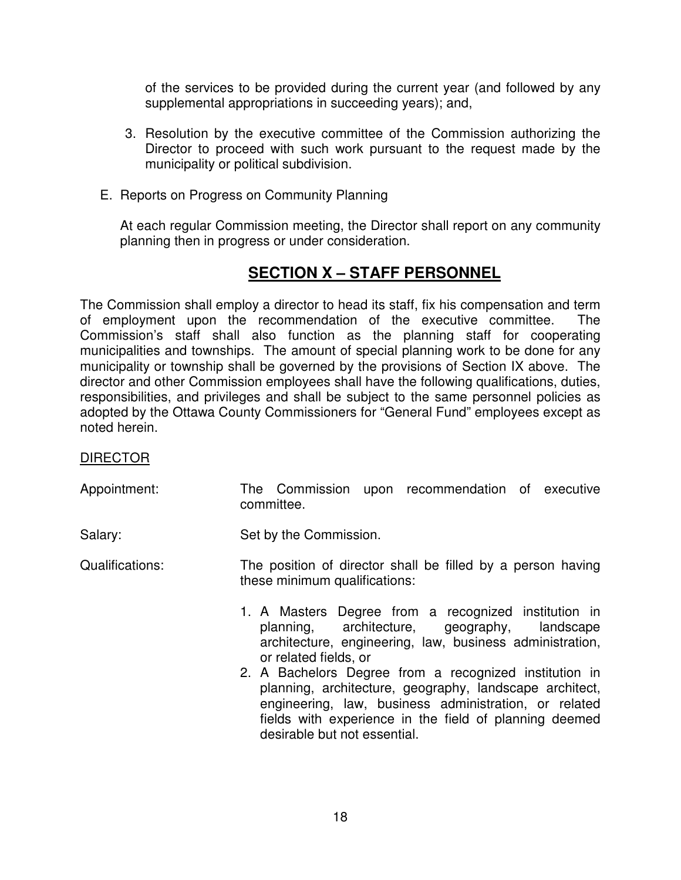of the services to be provided during the current year (and followed by any supplemental appropriations in succeeding years); and,

3. Resolution by the executive committee of the Commission authorizing the Director to proceed with such work pursuant to the request made by the municipality or political subdivision.

E. Reports on Progress on Community Planning

At each regular Commission meeting, the Director shall report on any community planning then in progress or under consideration.

## SECTION X – STAFF PERSONNEL

The Commission shall employ a director to head its staff, fix his compensation and term of employment upon the recommendation of the executive committee. The Commission's staff shall also function as the planning staff for cooperating municipalities and townships. The amount of special planning work to be done for any municipality or township shall be governed by the provisions of Section IX above. The director and other Commission employees shall have the following qualifications, duties, responsibilities, and privileges and shall be subject to the same personnel policies as adopted by the Ottawa County Commissioners for "General Fund" employees except as noted herein.

<u>DIRECTOR</u>

Appointment: The Commission upon recommendation of executive committee.

Salary: Set by the Commission.

Qualifications: The position of director shall be filled by a person having these minimum qualifications:

1. A Masters Degree from a recognized institution in planning, architecture, geography, landscape architecture, engineering, law, business administration, or related fields, or
2. A Bachelors Degree from a recognized institution in planning, architecture, geography, landscape architect, engineering, law, business administration, or related fields with experience in the field of planning deemed desirable but not essential.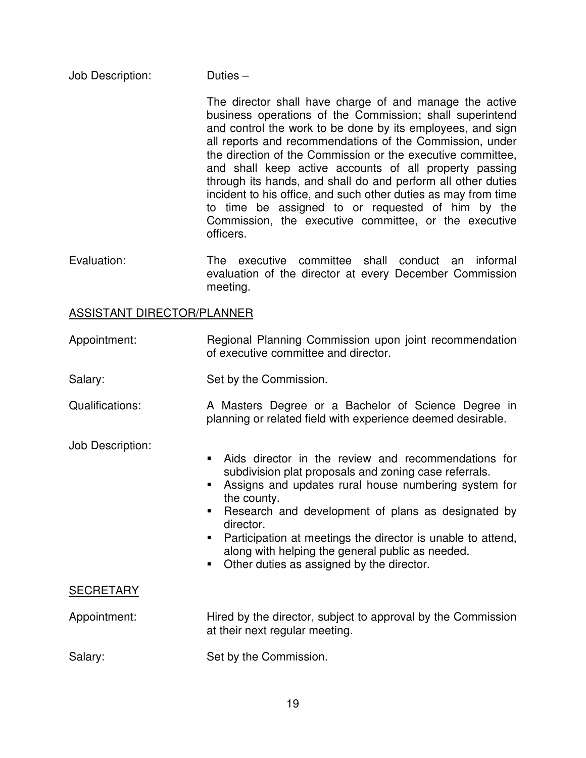Job Description: Duties –

The director shall have charge of and manage the active business operations of the Commission; shall superintend and control the work to be done by its employees, and sign all reports and recommendations of the Commission, under the direction of the Commission or the executive committee, and shall keep active accounts of all property passing through its hands, and shall do and perform all other duties incident to his office, and such other duties as may from time to time be assigned to or requested of him by the Commission, the executive committee, or the executive officers.

Evaluation: The executive committee shall conduct an informal evaluation of the director at every December Commission meeting.

<u>ASSISTANT DIRECTOR/PLANNER</u>

Appointment: Regional Planning Commission upon joint recommendation of executive committee and director.

Salary: Set by the Commission.

Qualifications: A Masters Degree or a Bachelor of Science Degree in planning or related field with experience deemed desirable.

Job Description:

- Aids director in the review and recommendations for subdivision plat proposals and zoning case referrals.
- Assigns and updates rural house numbering system for the county.
- Research and development of plans as designated by director.
- Participation at meetings the director is unable to attend, along with helping the general public as needed.
- Other duties as assigned by the director.

<u>SECRETARY</u>

Appointment: Hired by the director, subject to approval by the Commission at their next regular meeting.

Salary: Set by the Commission.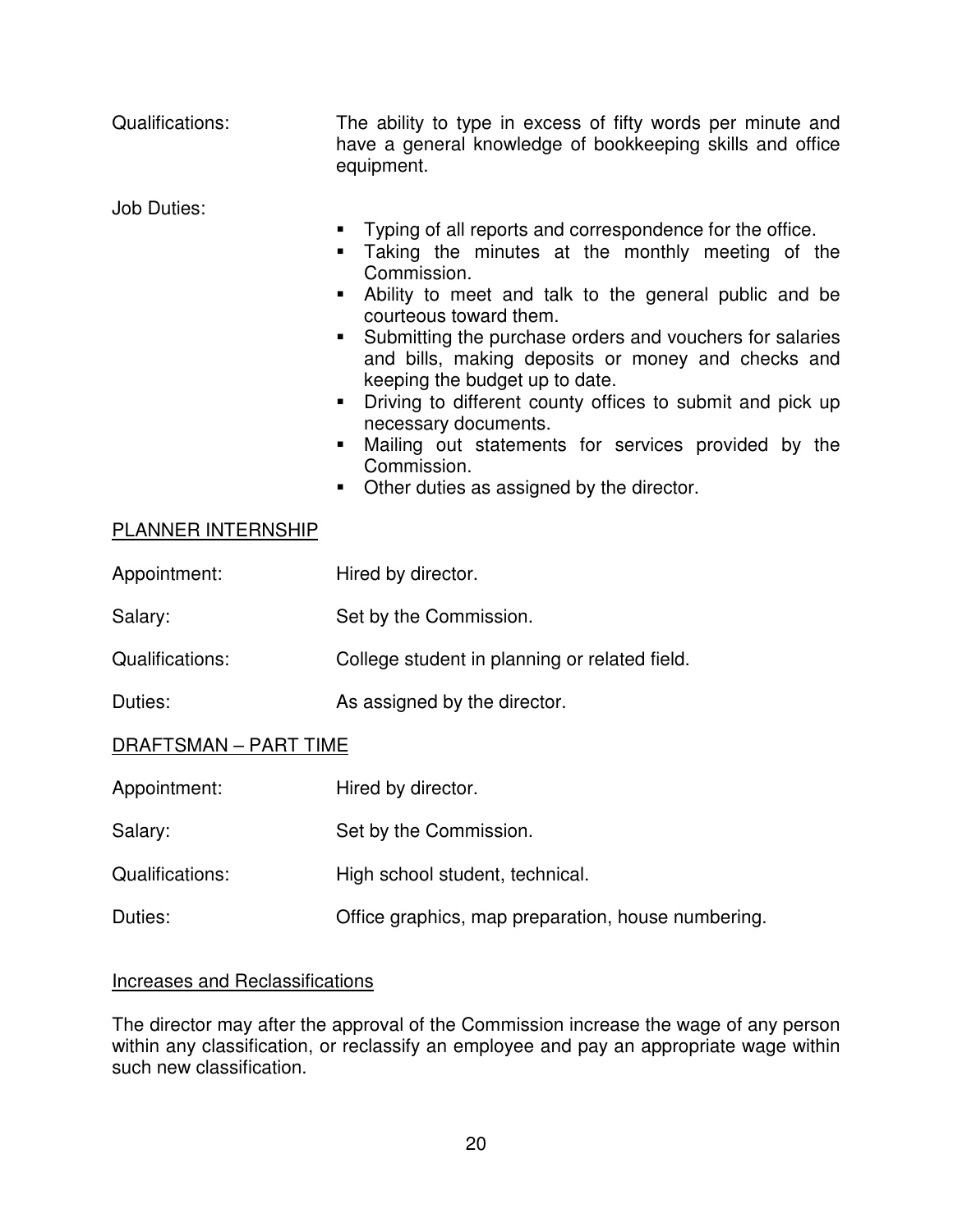Qualifications: The ability to type in excess of fifty words per minute and have a general knowledge of bookkeeping skills and office equipment.

Job Duties:

- Typing of all reports and correspondence for the office.
- Taking the minutes at the monthly meeting of the Commission.
- Ability to meet and talk to the general public and be courteous toward them.
- Submitting the purchase orders and vouchers for salaries and bills, making deposits or money and checks and keeping the budget up to date.
- Driving to different county offices to submit and pick up necessary documents.
- Mailing out statements for services provided by the Commission.
- Other duties as assigned by the director.

<u>PLANNER INTERNSHIP</u>

Appointment: Hired by director.

Salary: Set by the Commission.

Qualifications: College student in planning or related field.

Duties: As assigned by the director.

<u>DRAFTSMAN – PART TIME</u>

Appointment: Hired by director.

Salary: Set by the Commission.

Qualifications: High school student, technical.

Duties: Office graphics, map preparation, house numbering.

<u>Increases and Reclassifications</u>

The director may after the approval of the Commission increase the wage of any person within any classification, or reclassify an employee and pay an appropriate wage within such new classification.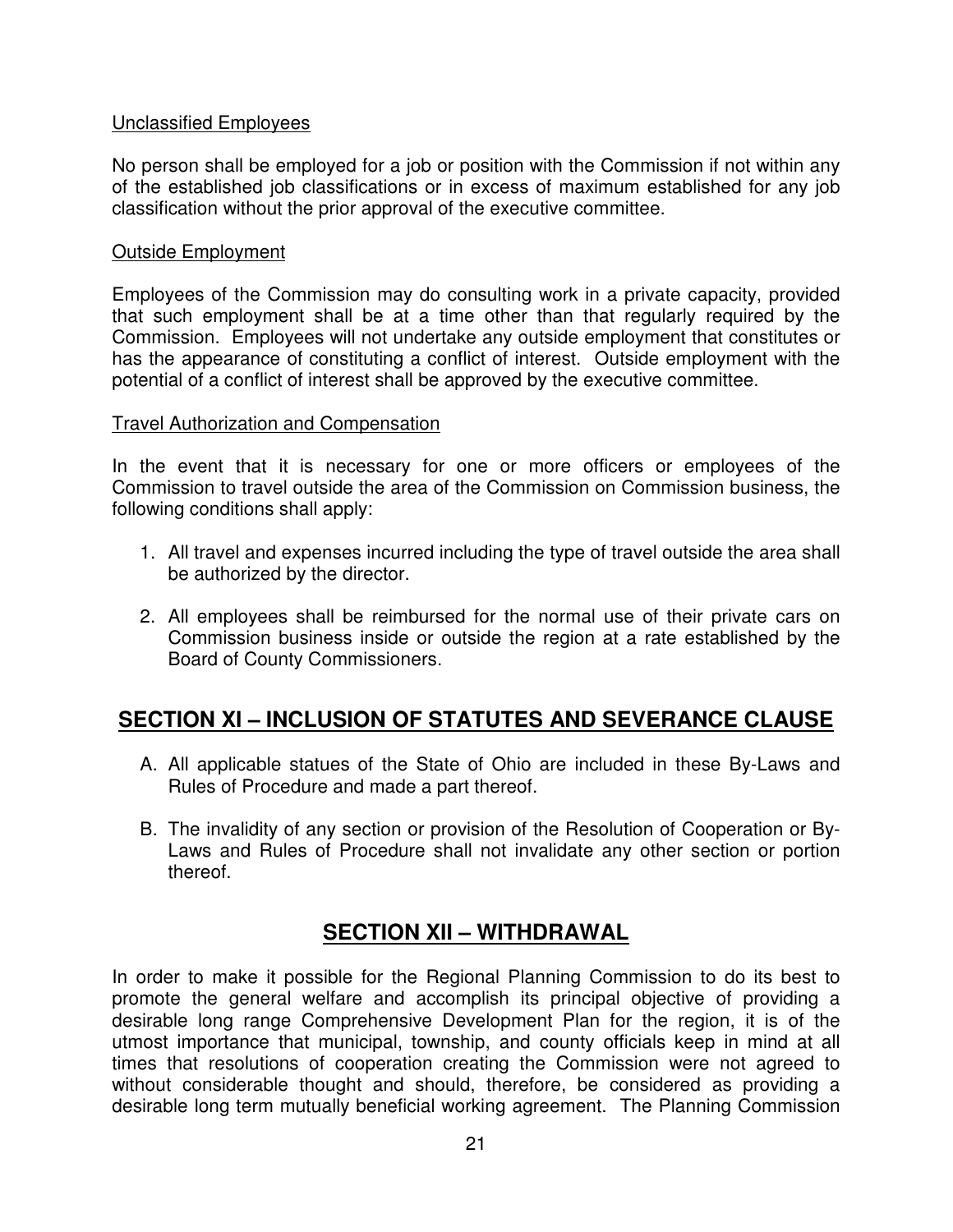Unclassified Employees

No person shall be employed for a job or position with the Commission if not within any of the established job classifications or in excess of maximum established for any job classification without the prior approval of the executive committee.

Outside Employment

Employees of the Commission may do consulting work in a private capacity, provided that such employment shall be at a time other than that regularly required by the Commission. Employees will not undertake any outside employment that constitutes or has the appearance of constituting a conflict of interest. Outside employment with the potential of a conflict of interest shall be approved by the executive committee.

Travel Authorization and Compensation

In the event that it is necessary for one or more officers or employees of the Commission to travel outside the area of the Commission on Commission business, the following conditions shall apply:

1. All travel and expenses incurred including the type of travel outside the area shall be authorized by the director.

2. All employees shall be reimbursed for the normal use of their private cars on Commission business inside or outside the region at a rate established by the Board of County Commissioners.

## SECTION XI – INCLUSION OF STATUTES AND SEVERANCE CLAUSE

A. All applicable statues of the State of Ohio are included in these By-Laws and Rules of Procedure and made a part thereof.

B. The invalidity of any section or provision of the Resolution of Cooperation or By-Laws and Rules of Procedure shall not invalidate any other section or portion thereof.

## SECTION XII – WITHDRAWAL

In order to make it possible for the Regional Planning Commission to do its best to promote the general welfare and accomplish its principal objective of providing a desirable long range Comprehensive Development Plan for the region, it is of the utmost importance that municipal, township, and county officials keep in mind at all times that resolutions of cooperation creating the Commission were not agreed to without considerable thought and should, therefore, be considered as providing a desirable long term mutually beneficial working agreement. The Planning Commission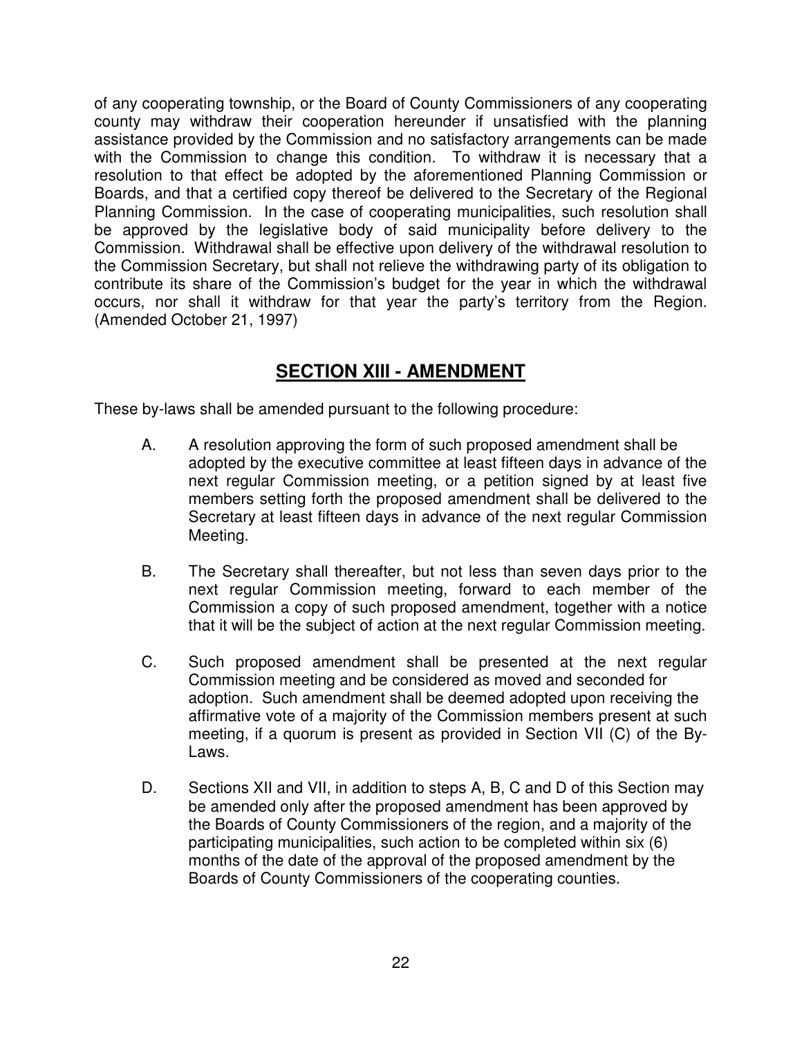of any cooperating township, or the Board of County Commissioners of any cooperating county may withdraw their cooperation hereunder if unsatisfied with the planning assistance provided by the Commission and no satisfactory arrangements can be made with the Commission to change this condition. To withdraw it is necessary that a resolution to that effect be adopted by the aforementioned Planning Commission or Boards, and that a certified copy thereof be delivered to the Secretary of the Regional Planning Commission. In the case of cooperating municipalities, such resolution shall be approved by the legislative body of said municipality before delivery to the Commission. Withdrawal shall be effective upon delivery of the withdrawal resolution to the Commission Secretary, but shall not relieve the withdrawing party of its obligation to contribute its share of the Commission's budget for the year in which the withdrawal occurs, nor shall it withdraw for that year the party's territory from the Region. (Amended October 21, 1997)

## SECTION XIII - AMENDMENT

These by-laws shall be amended pursuant to the following procedure:

A. A resolution approving the form of such proposed amendment shall be adopted by the executive committee at least fifteen days in advance of the next regular Commission meeting, or a petition signed by at least five members setting forth the proposed amendment shall be delivered to the Secretary at least fifteen days in advance of the next regular Commission Meeting.

B. The Secretary shall thereafter, but not less than seven days prior to the next regular Commission meeting, forward to each member of the Commission a copy of such proposed amendment, together with a notice that it will be the subject of action at the next regular Commission meeting.

C. Such proposed amendment shall be presented at the next regular Commission meeting and be considered as moved and seconded for adoption. Such amendment shall be deemed adopted upon receiving the affirmative vote of a majority of the Commission members present at such meeting, if a quorum is present as provided in Section VII (C) of the By-Laws.

D. Sections XII and VII, in addition to steps A, B, C and D of this Section may be amended only after the proposed amendment has been approved by the Boards of County Commissioners of the region, and a majority of the participating municipalities, such action to be completed within six (6) months of the date of the approval of the proposed amendment by the Boards of County Commissioners of the cooperating counties.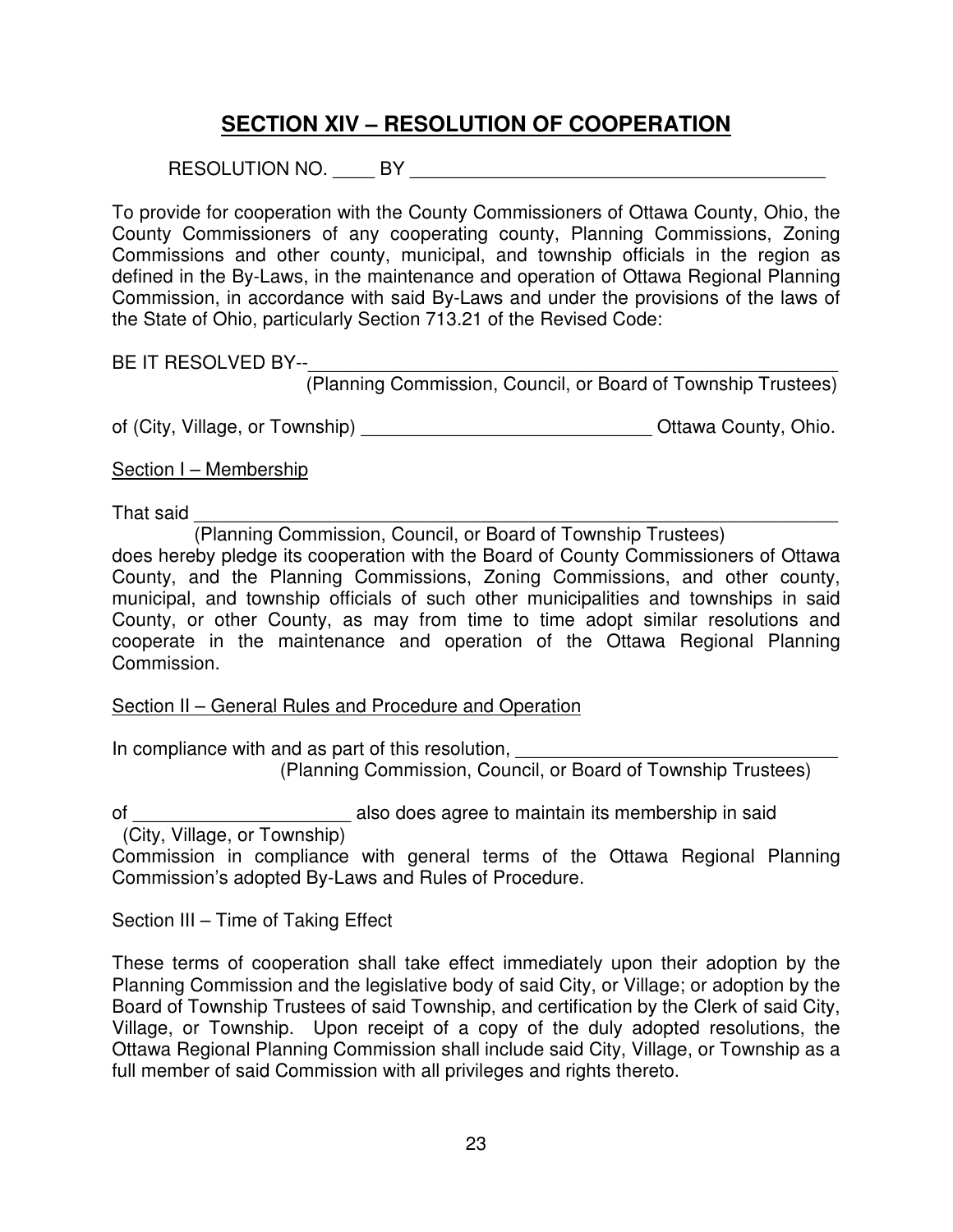## SECTION XIV – RESOLUTION OF COOPERATION

RESOLUTION NO. ____ BY ________________________________________

To provide for cooperation with the County Commissioners of Ottawa County, Ohio, the County Commissioners of any cooperating county, Planning Commissions, Zoning Commissions and other county, municipal, and township officials in the region as defined in the By-Laws, in the maintenance and operation of Ottawa Regional Planning Commission, in accordance with said By-Laws and under the provisions of the laws of the State of Ohio, particularly Section 713.21 of the Revised Code:

BE IT RESOLVED BY--________________________________________________
(Planning Commission, Council, or Board of Township Trustees)

of (City, Village, or Township) ___________________________ Ottawa County, Ohio.

Section I – Membership

That said ___________________________________________________________
(Planning Commission, Council, or Board of Township Trustees)
does hereby pledge its cooperation with the Board of County Commissioners of Ottawa County, and the Planning Commissions, Zoning Commissions, and other county, municipal, and township officials of such other municipalities and townships in said County, or other County, as may from time to time adopt similar resolutions and cooperate in the maintenance and operation of the Ottawa Regional Planning Commission.

Section II – General Rules and Procedure and Operation

In compliance with and as part of this resolution, _______________________________
(Planning Commission, Council, or Board of Township Trustees)

of _____________________ also does agree to maintain its membership in said
(City, Village, or Township)
Commission in compliance with general terms of the Ottawa Regional Planning Commission's adopted By-Laws and Rules of Procedure.

Section III – Time of Taking Effect

These terms of cooperation shall take effect immediately upon their adoption by the Planning Commission and the legislative body of said City, or Village; or adoption by the Board of Township Trustees of said Township, and certification by the Clerk of said City, Village, or Township. Upon receipt of a copy of the duly adopted resolutions, the Ottawa Regional Planning Commission shall include said City, Village, or Township as a full member of said Commission with all privileges and rights thereto.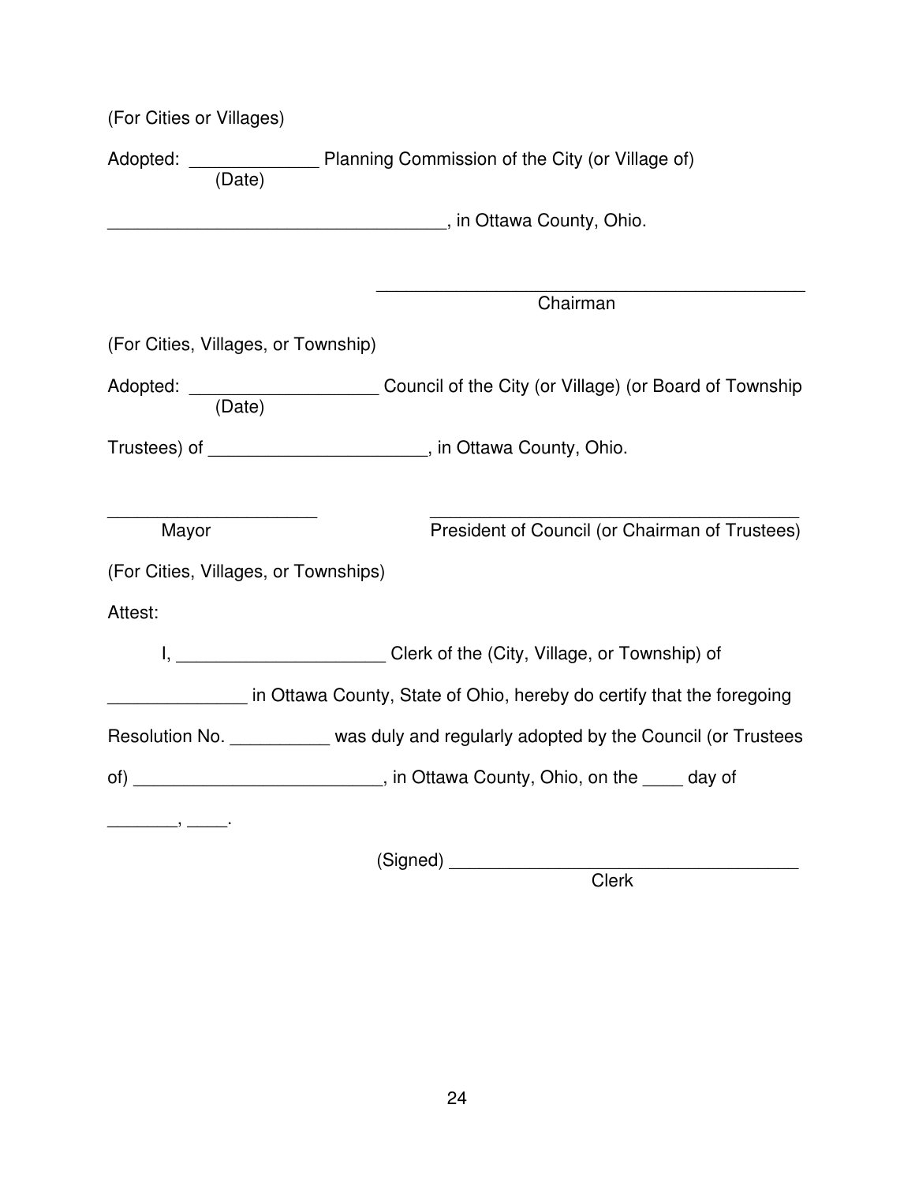(For Cities or Villages)

Adopted: _____________ Planning Commission of the City (or Village of)
(Date)

__________________________________, in Ottawa County, Ohio.

_____________________________________________
Chairman

(For Cities, Villages, or Township)

Adopted: __________________ Council of the City (or Village) (or Board of Township
(Date)

Trustees) of _____________________, in Ottawa County, Ohio.

_____________________ _____________________________________
Mayor President of Council (or Chairman of Trustees)

(For Cities, Villages, or Townships)

Attest:

I, _____________________ Clerk of the (City, Village, or Township) of

______________ in Ottawa County, State of Ohio, hereby do certify that the foregoing

Resolution No. __________ was duly and regularly adopted by the Council (or Trustees

of) ________________________, in Ottawa County, Ohio, on the ____ day of

_______, ____.

(Signed) ___________________________________
Clerk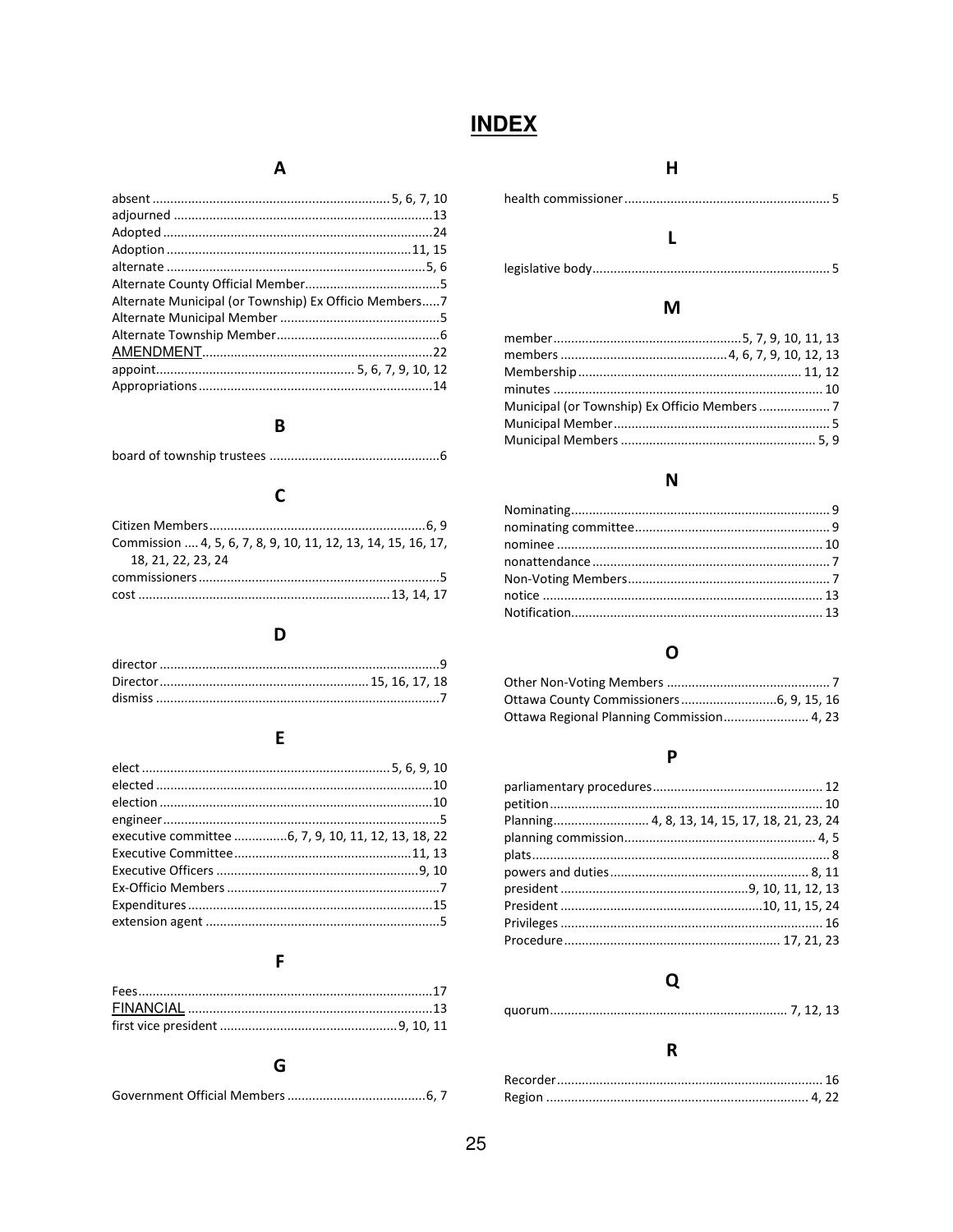# INDEX

## A

absent ........ 5, 6, 7, 10
adjourned ........ 13
Adopted ........ 24
Adoption ........ 11, 15
alternate ........ 5, 6
Alternate County Official Member........ 5
Alternate Municipal (or Township) Ex Officio Members........ 7
Alternate Municipal Member ........ 5
Alternate Township Member........ 6
AMENDMENT........ 22
appoint........ 5, 6, 7, 9, 10, 12
Appropriations........ 14

## B

board of township trustees ........ 6

## C

Citizen Members........ 6, 9
Commission .... 4, 5, 6, 7, 8, 9, 10, 11, 12, 13, 14, 15, 16, 17, 18, 21, 22, 23, 24
commissioners........ 5
cost ........ 13, 14, 17

## D

director ........ 9
Director........ 15, 16, 17, 18
dismiss ........ 7

## E

elect ........ 5, 6, 9, 10
elected ........ 10
election ........ 10
engineer........ 5
executive committee ........ 6, 7, 9, 10, 11, 12, 13, 18, 22
Executive Committee........ 11, 13
Executive Officers ........ 9, 10
Ex-Officio Members ........ 7
Expenditures........ 15
extension agent ........ 5

## F

Fees........ 17
FINANCIAL ........ 13
first vice president ........ 9, 10, 11

## G

Government Official Members ........ 6, 7

## H

health commissioner........ 5

## L

legislative body........ 5

## M

member........ 5, 7, 9, 10, 11, 13
members ........ 4, 6, 7, 9, 10, 12, 13
Membership........ 11, 12
minutes ........ 10
Municipal (or Township) Ex Officio Members........ 7
Municipal Member........ 5
Municipal Members ........ 5, 9

## N

Nominating........ 9
nominating committee........ 9
nominee ........ 10
nonattendance........ 7
Non-Voting Members........ 7
notice ........ 13
Notification........ 13

## O

Other Non-Voting Members ........ 7
Ottawa County Commissioners........ 6, 9, 15, 16
Ottawa Regional Planning Commission........ 4, 23

## P

parliamentary procedures........ 12
petition........ 10
Planning........ 4, 8, 13, 14, 15, 17, 18, 21, 23, 24
planning commission........ 4, 5
plats........ 8
powers and duties........ 8, 11
president ........ 9, 10, 11, 12, 13
President ........ 10, 11, 15, 24
Privileges ........ 16
Procedure........ 17, 21, 23

## Q

quorum........ 7, 12, 13

## R

Recorder........ 16
Region ........ 4, 22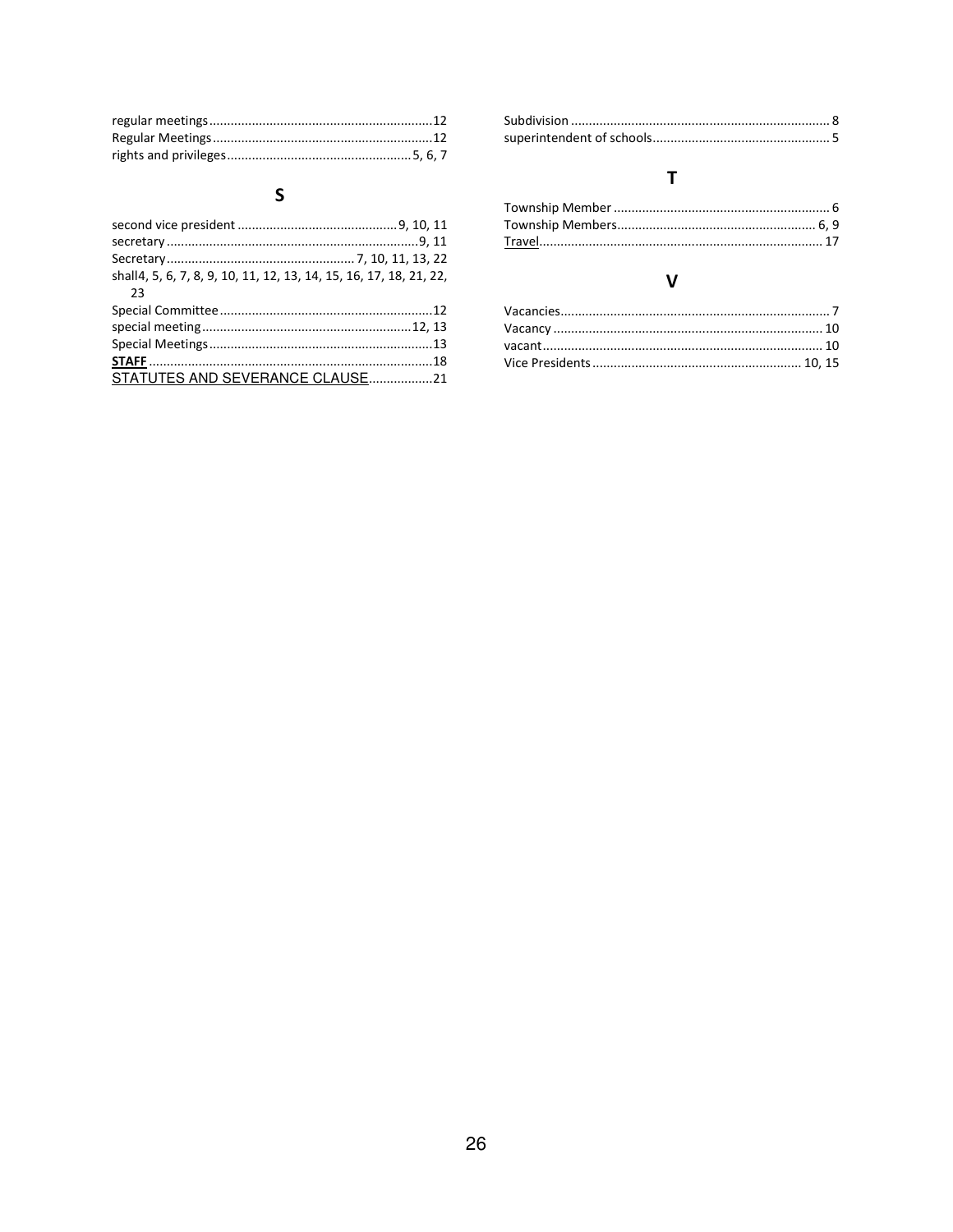regular meetings........................................................................12
Regular Meetings........................................................................12
rights and privileges........................................................5, 6, 7

## S

second vice president ............................................9, 10, 11
secretary........................................................................9, 11
Secretary.........................................................7, 10, 11, 13, 22
shall4, 5, 6, 7, 8, 9, 10, 11, 12, 13, 14, 15, 16, 17, 18, 21, 22, 23
Special Committee........................................................................12
special meeting...................................................................12, 13
Special Meetings........................................................................13
**STAFF**..................................................................................18
STATUTES AND SEVERANCE CLAUSE.................21
Subdivision ................................................................................8
superintendent of schools..........................................................5

## T

Township Member ........................................................................6
Township Members................................................................6, 9
Travel......................................................................................17

## V

Vacancies....................................................................................7
Vacancy ....................................................................................10
vacant.......................................................................................10
Vice Presidents ......................................................................10, 15